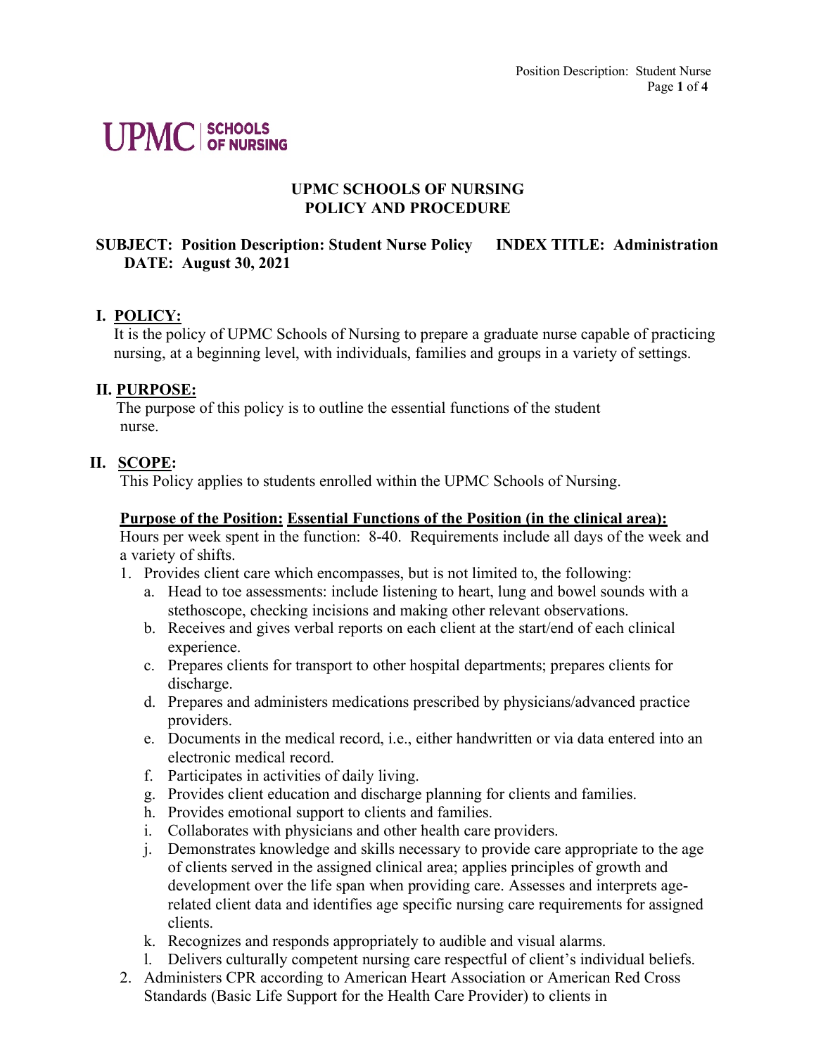UPMC | SCHOOLS OF NURSING

# UPMC SCHOOLS OF NURSING
# POLICY AND PROCEDURE

**SUBJECT: Position Description: Student Nurse Policy INDEX TITLE: Administration**
**DATE: August 30, 2021**

## I. POLICY:

It is the policy of UPMC Schools of Nursing to prepare a graduate nurse capable of practicing nursing, at a beginning level, with individuals, families and groups in a variety of settings.

## II. PURPOSE:

The purpose of this policy is to outline the essential functions of the student nurse.

## II. SCOPE:

This Policy applies to students enrolled within the UPMC Schools of Nursing.

**Purpose of the Position: Essential Functions of the Position (in the clinical area):**

Hours per week spent in the function: 8-40. Requirements include all days of the week and a variety of shifts.

1. Provides client care which encompasses, but is not limited to, the following:
   a. Head to toe assessments: include listening to heart, lung and bowel sounds with a stethoscope, checking incisions and making other relevant observations.
   b. Receives and gives verbal reports on each client at the start/end of each clinical experience.
   c. Prepares clients for transport to other hospital departments; prepares clients for discharge.
   d. Prepares and administers medications prescribed by physicians/advanced practice providers.
   e. Documents in the medical record, i.e., either handwritten or via data entered into an electronic medical record.
   f. Participates in activities of daily living.
   g. Provides client education and discharge planning for clients and families.
   h. Provides emotional support to clients and families.
   i. Collaborates with physicians and other health care providers.
   j. Demonstrates knowledge and skills necessary to provide care appropriate to the age of clients served in the assigned clinical area; applies principles of growth and development over the life span when providing care. Assesses and interprets age-related client data and identifies age specific nursing care requirements for assigned clients.
   k. Recognizes and responds appropriately to audible and visual alarms.
   l. Delivers culturally competent nursing care respectful of client's individual beliefs.
2. Administers CPR according to American Heart Association or American Red Cross Standards (Basic Life Support for the Health Care Provider) to clients in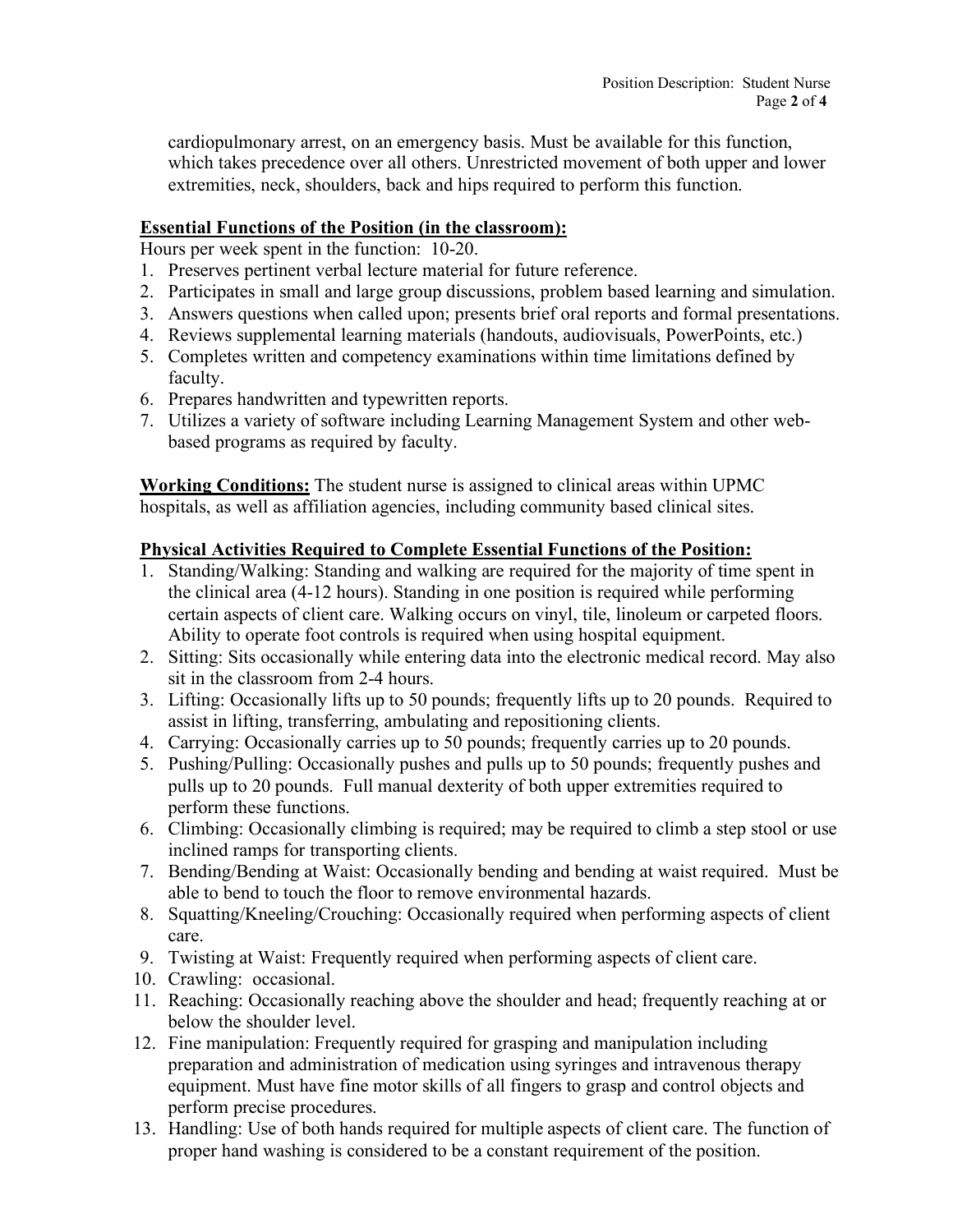cardiopulmonary arrest, on an emergency basis. Must be available for this function, which takes precedence over all others. Unrestricted movement of both upper and lower extremities, neck, shoulders, back and hips required to perform this function.

**Essential Functions of the Position (in the classroom):**

Hours per week spent in the function: 10-20.

1. Preserves pertinent verbal lecture material for future reference.
2. Participates in small and large group discussions, problem based learning and simulation.
3. Answers questions when called upon; presents brief oral reports and formal presentations.
4. Reviews supplemental learning materials (handouts, audiovisuals, PowerPoints, etc.)
5. Completes written and competency examinations within time limitations defined by faculty.
6. Prepares handwritten and typewritten reports.
7. Utilizes a variety of software including Learning Management System and other web-based programs as required by faculty.

**Working Conditions:** The student nurse is assigned to clinical areas within UPMC hospitals, as well as affiliation agencies, including community based clinical sites.

**Physical Activities Required to Complete Essential Functions of the Position:**

1. Standing/Walking: Standing and walking are required for the majority of time spent in the clinical area (4-12 hours). Standing in one position is required while performing certain aspects of client care. Walking occurs on vinyl, tile, linoleum or carpeted floors. Ability to operate foot controls is required when using hospital equipment.
2. Sitting: Sits occasionally while entering data into the electronic medical record. May also sit in the classroom from 2-4 hours.
3. Lifting: Occasionally lifts up to 50 pounds; frequently lifts up to 20 pounds. Required to assist in lifting, transferring, ambulating and repositioning clients.
4. Carrying: Occasionally carries up to 50 pounds; frequently carries up to 20 pounds.
5. Pushing/Pulling: Occasionally pushes and pulls up to 50 pounds; frequently pushes and pulls up to 20 pounds. Full manual dexterity of both upper extremities required to perform these functions.
6. Climbing: Occasionally climbing is required; may be required to climb a step stool or use inclined ramps for transporting clients.
7. Bending/Bending at Waist: Occasionally bending and bending at waist required. Must be able to bend to touch the floor to remove environmental hazards.
8. Squatting/Kneeling/Crouching: Occasionally required when performing aspects of client care.
9. Twisting at Waist: Frequently required when performing aspects of client care.
10. Crawling: occasional.
11. Reaching: Occasionally reaching above the shoulder and head; frequently reaching at or below the shoulder level.
12. Fine manipulation: Frequently required for grasping and manipulation including preparation and administration of medication using syringes and intravenous therapy equipment. Must have fine motor skills of all fingers to grasp and control objects and perform precise procedures.
13. Handling: Use of both hands required for multiple aspects of client care. The function of proper hand washing is considered to be a constant requirement of the position.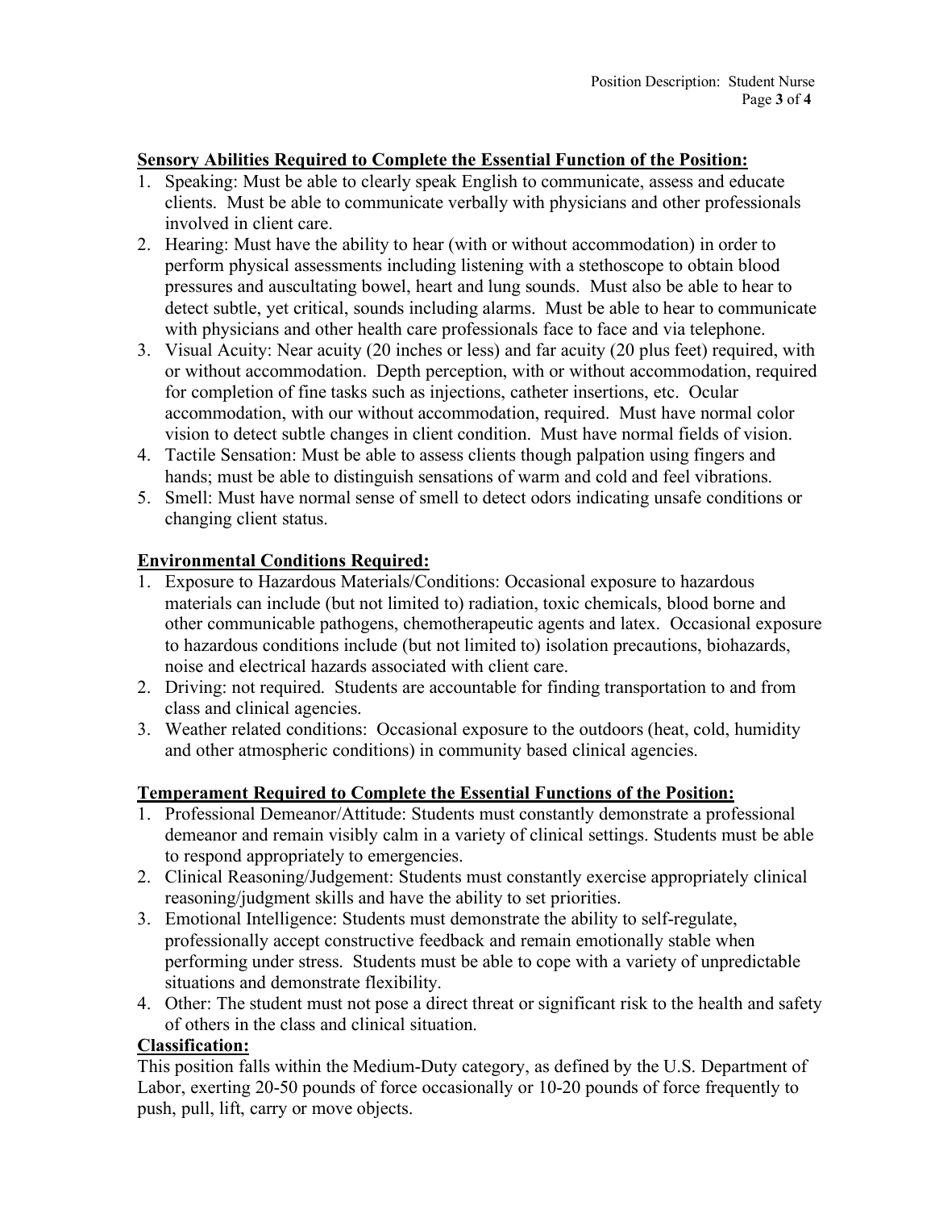**Sensory Abilities Required to Complete the Essential Function of the Position:**

1. Speaking: Must be able to clearly speak English to communicate, assess and educate clients. Must be able to communicate verbally with physicians and other professionals involved in client care.
2. Hearing: Must have the ability to hear (with or without accommodation) in order to perform physical assessments including listening with a stethoscope to obtain blood pressures and auscultating bowel, heart and lung sounds. Must also be able to hear to detect subtle, yet critical, sounds including alarms. Must be able to hear to communicate with physicians and other health care professionals face to face and via telephone.
3. Visual Acuity: Near acuity (20 inches or less) and far acuity (20 plus feet) required, with or without accommodation. Depth perception, with or without accommodation, required for completion of fine tasks such as injections, catheter insertions, etc. Ocular accommodation, with our without accommodation, required. Must have normal color vision to detect subtle changes in client condition. Must have normal fields of vision.
4. Tactile Sensation: Must be able to assess clients though palpation using fingers and hands; must be able to distinguish sensations of warm and cold and feel vibrations.
5. Smell: Must have normal sense of smell to detect odors indicating unsafe conditions or changing client status.

**Environmental Conditions Required:**

1. Exposure to Hazardous Materials/Conditions: Occasional exposure to hazardous materials can include (but not limited to) radiation, toxic chemicals, blood borne and other communicable pathogens, chemotherapeutic agents and latex. Occasional exposure to hazardous conditions include (but not limited to) isolation precautions, biohazards, noise and electrical hazards associated with client care.
2. Driving: not required. Students are accountable for finding transportation to and from class and clinical agencies.
3. Weather related conditions: Occasional exposure to the outdoors (heat, cold, humidity and other atmospheric conditions) in community based clinical agencies.

**Temperament Required to Complete the Essential Functions of the Position:**

1. Professional Demeanor/Attitude: Students must constantly demonstrate a professional demeanor and remain visibly calm in a variety of clinical settings. Students must be able to respond appropriately to emergencies.
2. Clinical Reasoning/Judgement: Students must constantly exercise appropriately clinical reasoning/judgment skills and have the ability to set priorities.
3. Emotional Intelligence: Students must demonstrate the ability to self-regulate, professionally accept constructive feedback and remain emotionally stable when performing under stress. Students must be able to cope with a variety of unpredictable situations and demonstrate flexibility.
4. Other: The student must not pose a direct threat or significant risk to the health and safety of others in the class and clinical situation.

**Classification:**

This position falls within the Medium-Duty category, as defined by the U.S. Department of Labor, exerting 20-50 pounds of force occasionally or 10-20 pounds of force frequently to push, pull, lift, carry or move objects.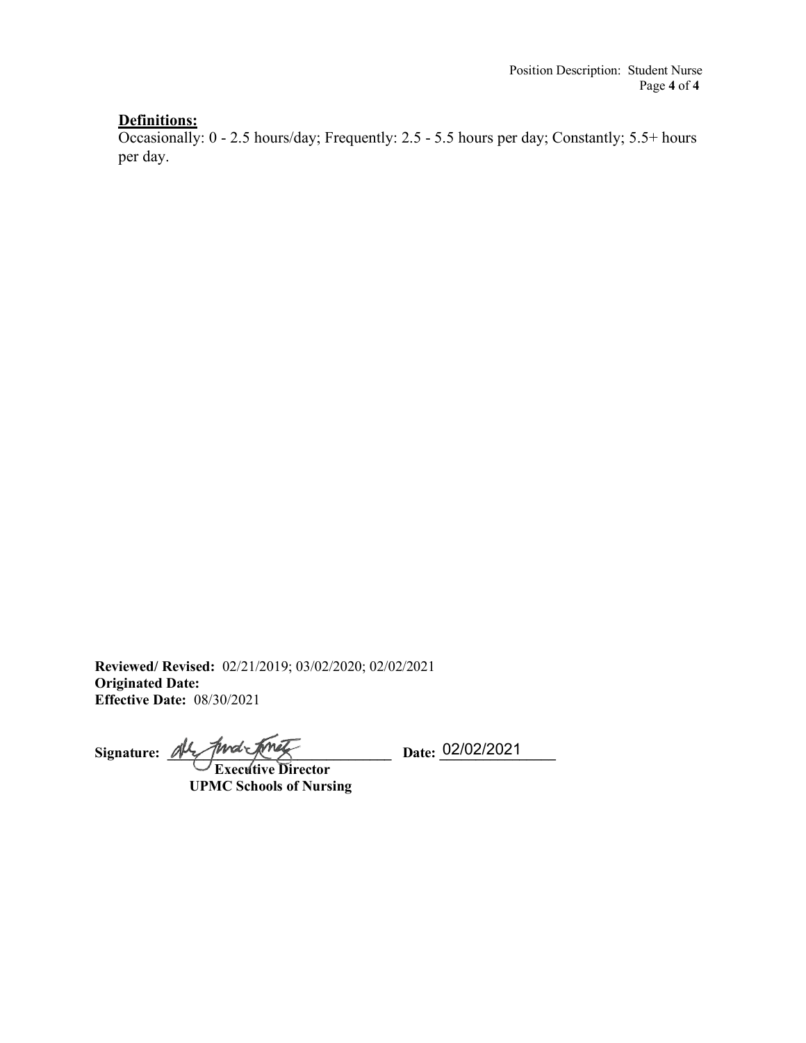**Definitions:**

Occasionally: 0 - 2.5 hours/day; Frequently: 2.5 - 5.5 hours per day; Constantly; 5.5+ hours per day.

**Reviewed/ Revised:** 02/21/2019; 03/02/2020; 02/02/2021
**Originated Date:**
**Effective Date:** 08/30/2021

**Signature:** ______________________________ **Date:** 02/02/2021
**Executive Director**
**UPMC Schools of Nursing**